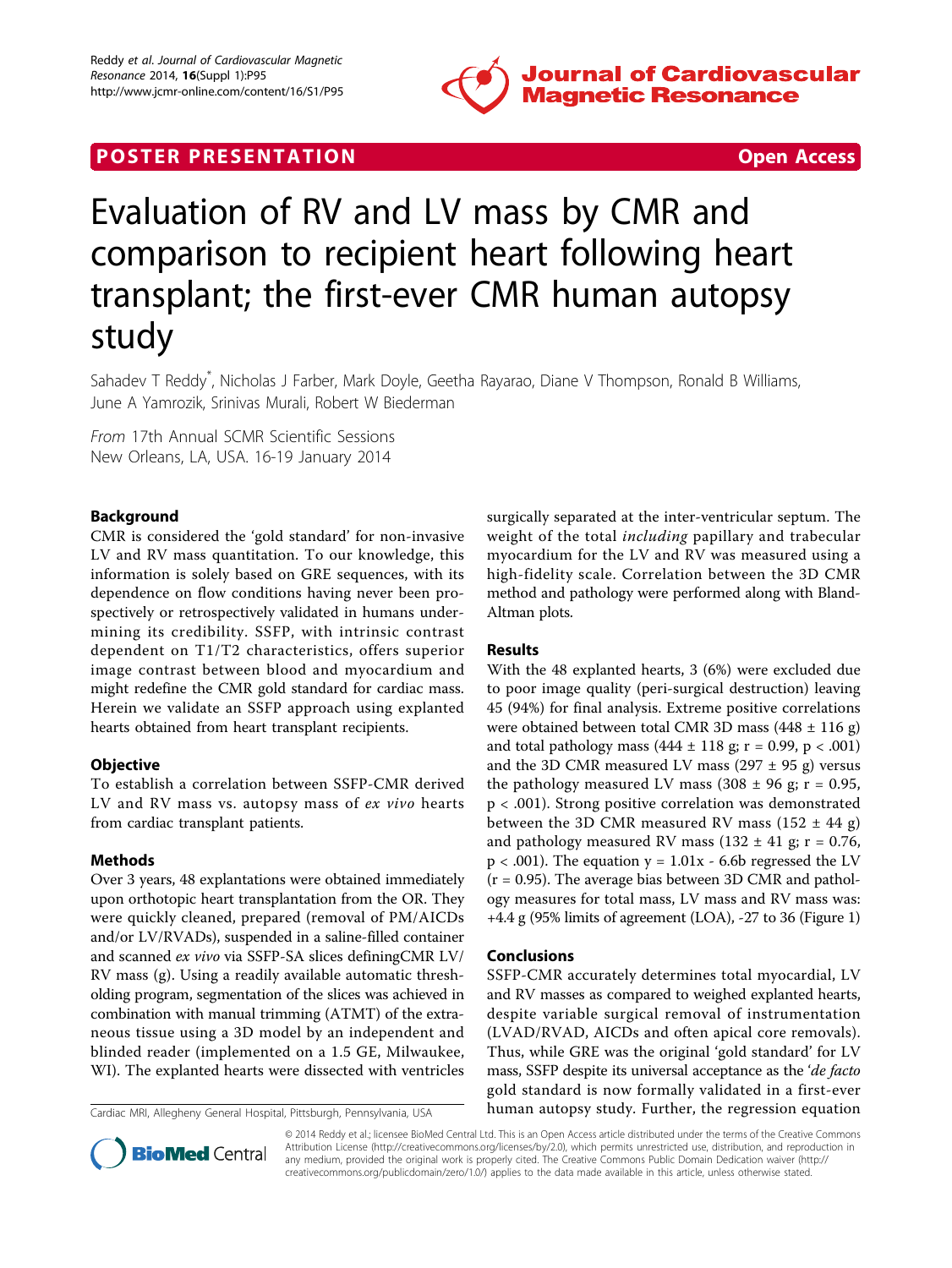POSTER PRESENTATION Open Access

# Evaluation of RV and LV mass by CMR and comparison to recipient heart following heart transplant; the first-ever CMR human autopsy study

Sahadev T Reddy*, Nicholas J Farber, Mark Doyle, Geetha Rayarao, Diane V Thompson, Ronald B Williams, June A Yamrozik, Srinivas Murali, Robert W Biederman

*From* 17th Annual SCMR Scientific Sessions
New Orleans, LA, USA. 16-19 January 2014

## Background

CMR is considered the 'gold standard' for non-invasive LV and RV mass quantitation. To our knowledge, this information is solely based on GRE sequences, with its dependence on flow conditions having never been prospectively or retrospectively validated in humans undermining its credibility. SSFP, with intrinsic contrast dependent on T1/T2 characteristics, offers superior image contrast between blood and myocardium and might redefine the CMR gold standard for cardiac mass. Herein we validate an SSFP approach using explanted hearts obtained from heart transplant recipients.

## Objective

To establish a correlation between SSFP-CMR derived LV and RV mass vs. autopsy mass of *ex vivo* hearts from cardiac transplant patients.

## Methods

Over 3 years, 48 explantations were obtained immediately upon orthotopic heart transplantation from the OR. They were quickly cleaned, prepared (removal of PM/AICDs and/or LV/RVADs), suspended in a saline-filled container and scanned *ex vivo* via SSFP-SA slices definingCMR LV/RV mass (g). Using a readily available automatic thresholding program, segmentation of the slices was achieved in combination with manual trimming (ATMT) of the extraneous tissue using a 3D model by an independent and blinded reader (implemented on a 1.5 GE, Milwaukee, WI). The explanted hearts were dissected with ventricles surgically separated at the inter-ventricular septum. The weight of the total *including* papillary and trabecular myocardium for the LV and RV was measured using a high-fidelity scale. Correlation between the 3D CMR method and pathology were performed along with Bland-Altman plots.

## Results

With the 48 explanted hearts, 3 (6%) were excluded due to poor image quality (peri-surgical destruction) leaving 45 (94%) for final analysis. Extreme positive correlations were obtained between total CMR 3D mass (448 ± 116 g) and total pathology mass (444 ± 118 g; $r = 0.99$, $p < .001$) and the 3D CMR measured LV mass (297 ± 95 g) versus the pathology measured LV mass (308 ± 96 g; $r = 0.95$, $p < .001$). Strong positive correlation was demonstrated between the 3D CMR measured RV mass (152 ± 44 g) and pathology measured RV mass (132 ± 41 g; $r = 0.76$, $p < .001$). The equation $y = 1.01x - 6.6b$ regressed the LV ($r = 0.95$). The average bias between 3D CMR and pathology measures for total mass, LV mass and RV mass was: +4.4 g (95% limits of agreement (LOA), -27 to 36 (Figure 1)

## Conclusions

SSFP-CMR accurately determines total myocardial, LV and RV masses as compared to weighed explanted hearts, despite variable surgical removal of instrumentation (LVAD/RVAD, AICDs and often apical core removals). Thus, while GRE was the original 'gold standard' for LV mass, SSFP despite its universal acceptance as the '*de facto* gold standard is now formally validated in a first-ever human autopsy study. Further, the regression equation

Cardiac MRI, Allegheny General Hospital, Pittsburgh, Pennsylvania, USA

© 2014 Reddy et al.; licensee BioMed Central Ltd. This is an Open Access article distributed under the terms of the Creative Commons Attribution License (http://creativecommons.org/licenses/by/2.0), which permits unrestricted use, distribution, and reproduction in any medium, provided the original work is properly cited. The Creative Commons Public Domain Dedication waiver (http://creativecommons.org/publicdomain/zero/1.0/) applies to the data made available in this article, unless otherwise stated.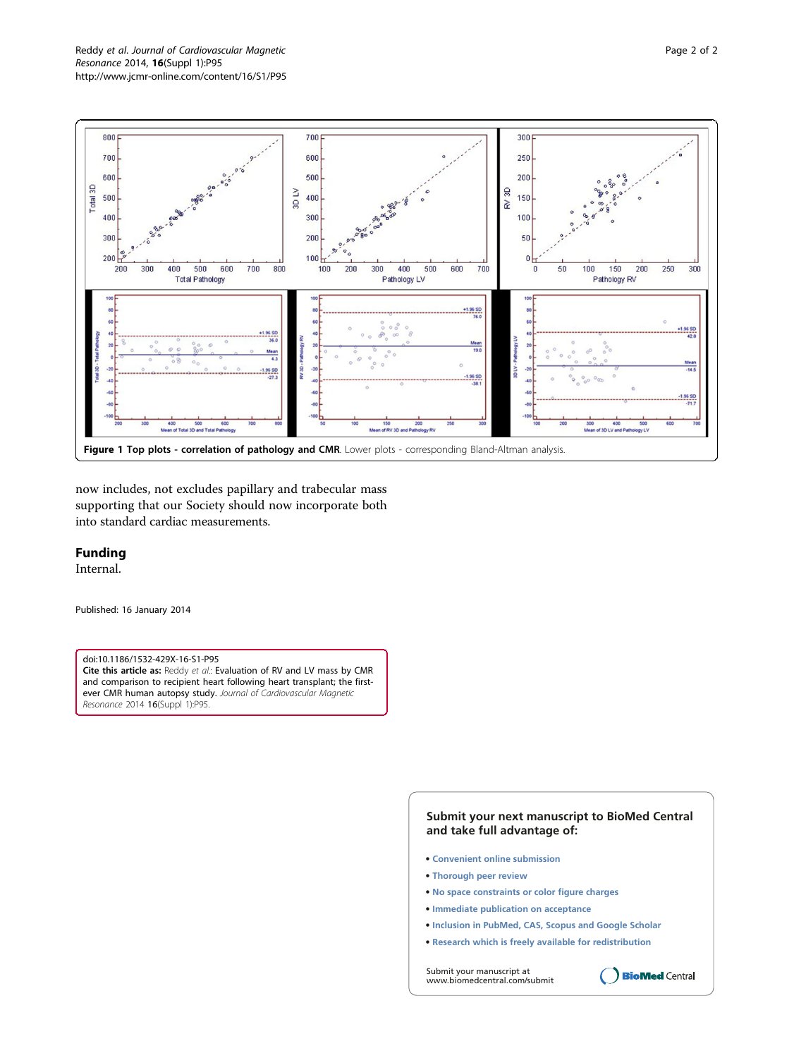Total 3D

Total Pathology

3D LV

Pathology LV

RV 3D

Pathology RV

Total 3D - Total Pathology

Mean of Total 3D and Total Pathology

+1.96 SD 36.0

Mean 4.3

-1.96 SD -27.3

RV 3D - Pathology RV

Mean of RV 3D and Pathology RV

+1.96 SD 76.0

Mean 19.0

-1.96 SD -38.1

3D LV - Pathology LV

Mean of 3D LV and Pathology LV

+1.96 SD 42.8

Mean -14.5

-1.96 SD -71.7

**Figure 1 Top plots - correlation of pathology and CMR**. Lower plots - corresponding Bland-Altman analysis.

now includes, not excludes papillary and trabecular mass supporting that our Society should now incorporate both into standard cardiac measurements.

## Funding

Internal.

Published: 16 January 2014

doi:10.1186/1532-429X-16-S1-P95

**Cite this article as:** Reddy *et al.*: Evaluation of RV and LV mass by CMR and comparison to recipient heart following heart transplant; the first-ever CMR human autopsy study. *Journal of Cardiovascular Magnetic Resonance* 2014 **16**(Suppl 1):P95.

**Submit your next manuscript to BioMed Central and take full advantage of:**

- Convenient online submission
- Thorough peer review
- No space constraints or color figure charges
- Immediate publication on acceptance
- Inclusion in PubMed, CAS, Scopus and Google Scholar
- Research which is freely available for redistribution

Submit your manuscript at www.biomedcentral.com/submit